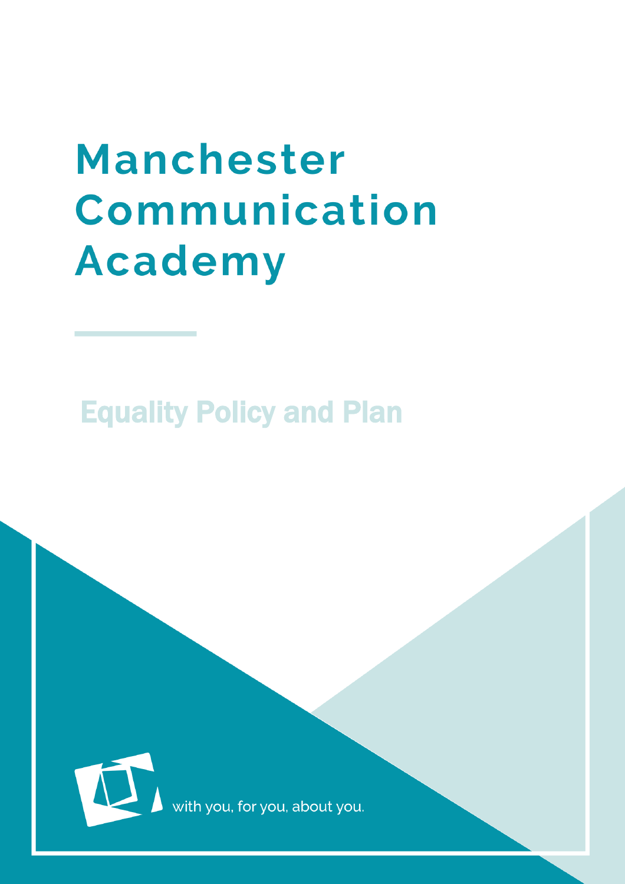# Manchester Communication Academy

## Equality Policy and Plan

with you, for you, about you.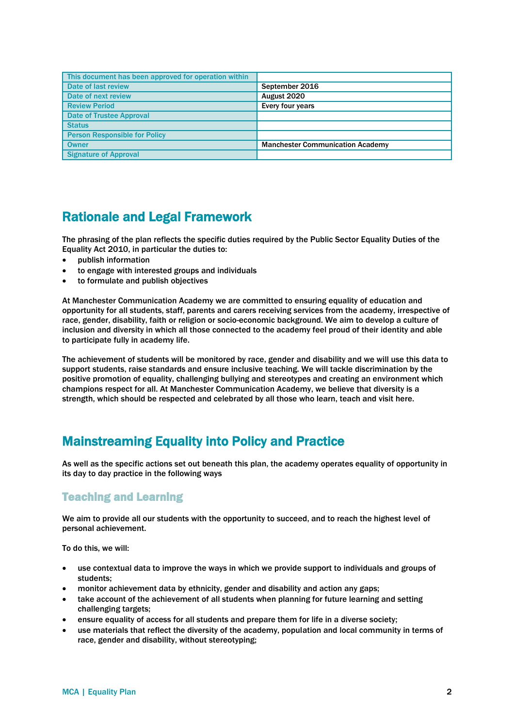| This document has been approved for operation within | |
|---|---|
| Date of last review | September 2016 |
| Date of next review | August 2020 |
| Review Period | Every four years |
| Date of Trustee Approval | |
| Status | |
| Person Responsible for Policy | |
| Owner | Manchester Communication Academy |
| Signature of Approval | |

## Rationale and Legal Framework

The phrasing of the plan reflects the specific duties required by the Public Sector Equality Duties of the Equality Act 2010, in particular the duties to:

- publish information
- to engage with interested groups and individuals
- to formulate and publish objectives

At Manchester Communication Academy we are committed to ensuring equality of education and opportunity for all students, staff, parents and carers receiving services from the academy, irrespective of race, gender, disability, faith or religion or socio-economic background. We aim to develop a culture of inclusion and diversity in which all those connected to the academy feel proud of their identity and able to participate fully in academy life.

The achievement of students will be monitored by race, gender and disability and we will use this data to support students, raise standards and ensure inclusive teaching. We will tackle discrimination by the positive promotion of equality, challenging bullying and stereotypes and creating an environment which champions respect for all. At Manchester Communication Academy, we believe that diversity is a strength, which should be respected and celebrated by all those who learn, teach and visit here.

## Mainstreaming Equality into Policy and Practice

As well as the specific actions set out beneath this plan, the academy operates equality of opportunity in its day to day practice in the following ways

### Teaching and Learning

We aim to provide all our students with the opportunity to succeed, and to reach the highest level of personal achievement.

To do this, we will:

- use contextual data to improve the ways in which we provide support to individuals and groups of students;
- monitor achievement data by ethnicity, gender and disability and action any gaps;
- take account of the achievement of all students when planning for future learning and setting challenging targets;
- ensure equality of access for all students and prepare them for life in a diverse society;
- use materials that reflect the diversity of the academy, population and local community in terms of race, gender and disability, without stereotyping;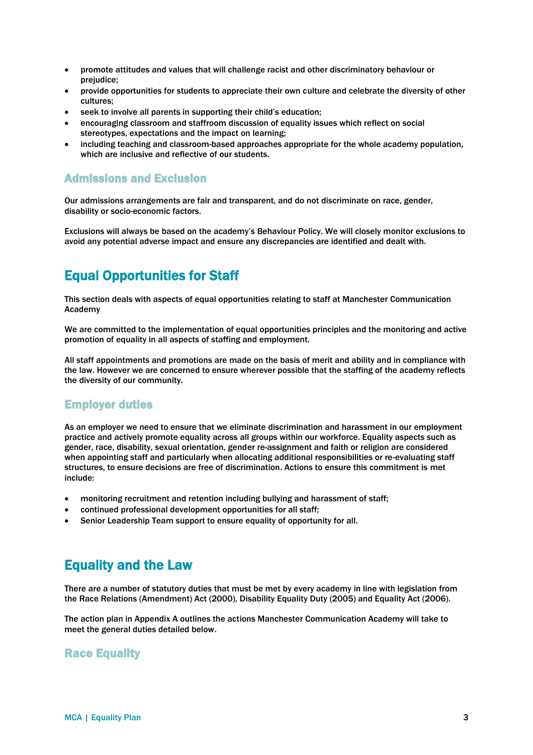- promote attitudes and values that will challenge racist and other discriminatory behaviour or prejudice;
- provide opportunities for students to appreciate their own culture and celebrate the diversity of other cultures;
- seek to involve all parents in supporting their child's education;
- encouraging classroom and staffroom discussion of equality issues which reflect on social stereotypes, expectations and the impact on learning;
- including teaching and classroom-based approaches appropriate for the whole academy population, which are inclusive and reflective of our students.

### Admissions and Exclusion

Our admissions arrangements are fair and transparent, and do not discriminate on race, gender, disability or socio-economic factors.

Exclusions will always be based on the academy's Behaviour Policy. We will closely monitor exclusions to avoid any potential adverse impact and ensure any discrepancies are identified and dealt with.

## Equal Opportunities for Staff

This section deals with aspects of equal opportunities relating to staff at Manchester Communication Academy

We are committed to the implementation of equal opportunities principles and the monitoring and active promotion of equality in all aspects of staffing and employment.

All staff appointments and promotions are made on the basis of merit and ability and in compliance with the law. However we are concerned to ensure wherever possible that the staffing of the academy reflects the diversity of our community.

### Employer duties

As an employer we need to ensure that we eliminate discrimination and harassment in our employment practice and actively promote equality across all groups within our workforce. Equality aspects such as gender, race, disability, sexual orientation, gender re-assignment and faith or religion are considered when appointing staff and particularly when allocating additional responsibilities or re-evaluating staff structures, to ensure decisions are free of discrimination. Actions to ensure this commitment is met include:

- monitoring recruitment and retention including bullying and harassment of staff;
- continued professional development opportunities for all staff;
- Senior Leadership Team support to ensure equality of opportunity for all.

## Equality and the Law

There are a number of statutory duties that must be met by every academy in line with legislation from the Race Relations (Amendment) Act (2000), Disability Equality Duty (2005) and Equality Act (2006).

The action plan in Appendix A outlines the actions Manchester Communication Academy will take to meet the general duties detailed below.

### Race Equality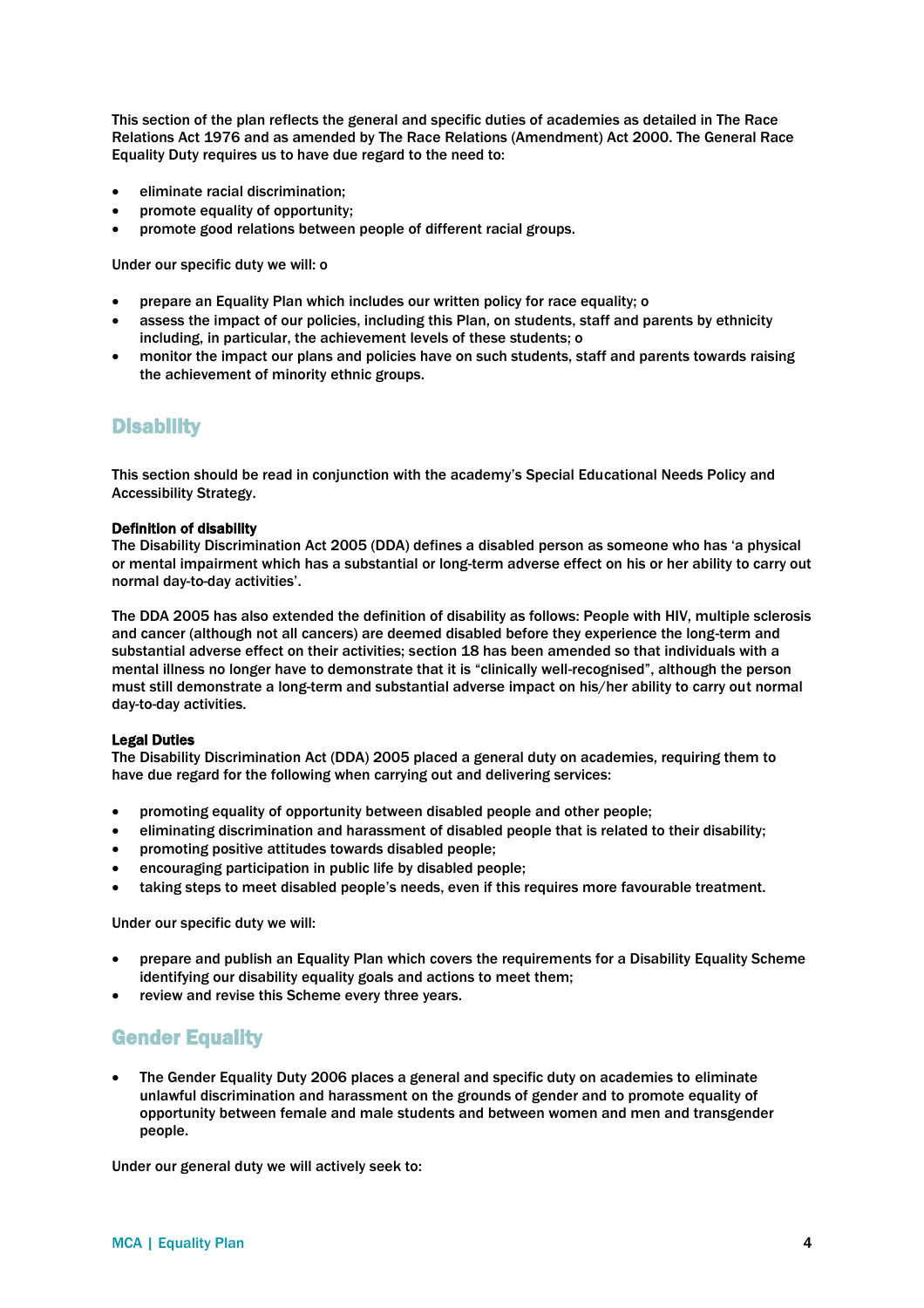This section of the plan reflects the general and specific duties of academies as detailed in The Race Relations Act 1976 and as amended by The Race Relations (Amendment) Act 2000. The General Race Equality Duty requires us to have due regard to the need to:

- eliminate racial discrimination;
- promote equality of opportunity;
- promote good relations between people of different racial groups.

Under our specific duty we will: o

- prepare an Equality Plan which includes our written policy for race equality; o
- assess the impact of our policies, including this Plan, on students, staff and parents by ethnicity including, in particular, the achievement levels of these students; o
- monitor the impact our plans and policies have on such students, staff and parents towards raising the achievement of minority ethnic groups.

## Disability

This section should be read in conjunction with the academy's Special Educational Needs Policy and Accessibility Strategy.

**Definition of disability**
The Disability Discrimination Act 2005 (DDA) defines a disabled person as someone who has 'a physical or mental impairment which has a substantial or long-term adverse effect on his or her ability to carry out normal day-to-day activities'.

The DDA 2005 has also extended the definition of disability as follows: People with HIV, multiple sclerosis and cancer (although not all cancers) are deemed disabled before they experience the long-term and substantial adverse effect on their activities; section 18 has been amended so that individuals with a mental illness no longer have to demonstrate that it is "clinically well-recognised", although the person must still demonstrate a long-term and substantial adverse impact on his/her ability to carry out normal day-to-day activities.

**Legal Duties**
The Disability Discrimination Act (DDA) 2005 placed a general duty on academies, requiring them to have due regard for the following when carrying out and delivering services:

- promoting equality of opportunity between disabled people and other people;
- eliminating discrimination and harassment of disabled people that is related to their disability;
- promoting positive attitudes towards disabled people;
- encouraging participation in public life by disabled people;
- taking steps to meet disabled people's needs, even if this requires more favourable treatment.

Under our specific duty we will:

- prepare and publish an Equality Plan which covers the requirements for a Disability Equality Scheme identifying our disability equality goals and actions to meet them;
- review and revise this Scheme every three years.

## Gender Equality

- The Gender Equality Duty 2006 places a general and specific duty on academies to eliminate unlawful discrimination and harassment on the grounds of gender and to promote equality of opportunity between female and male students and between women and men and transgender people.

Under our general duty we will actively seek to: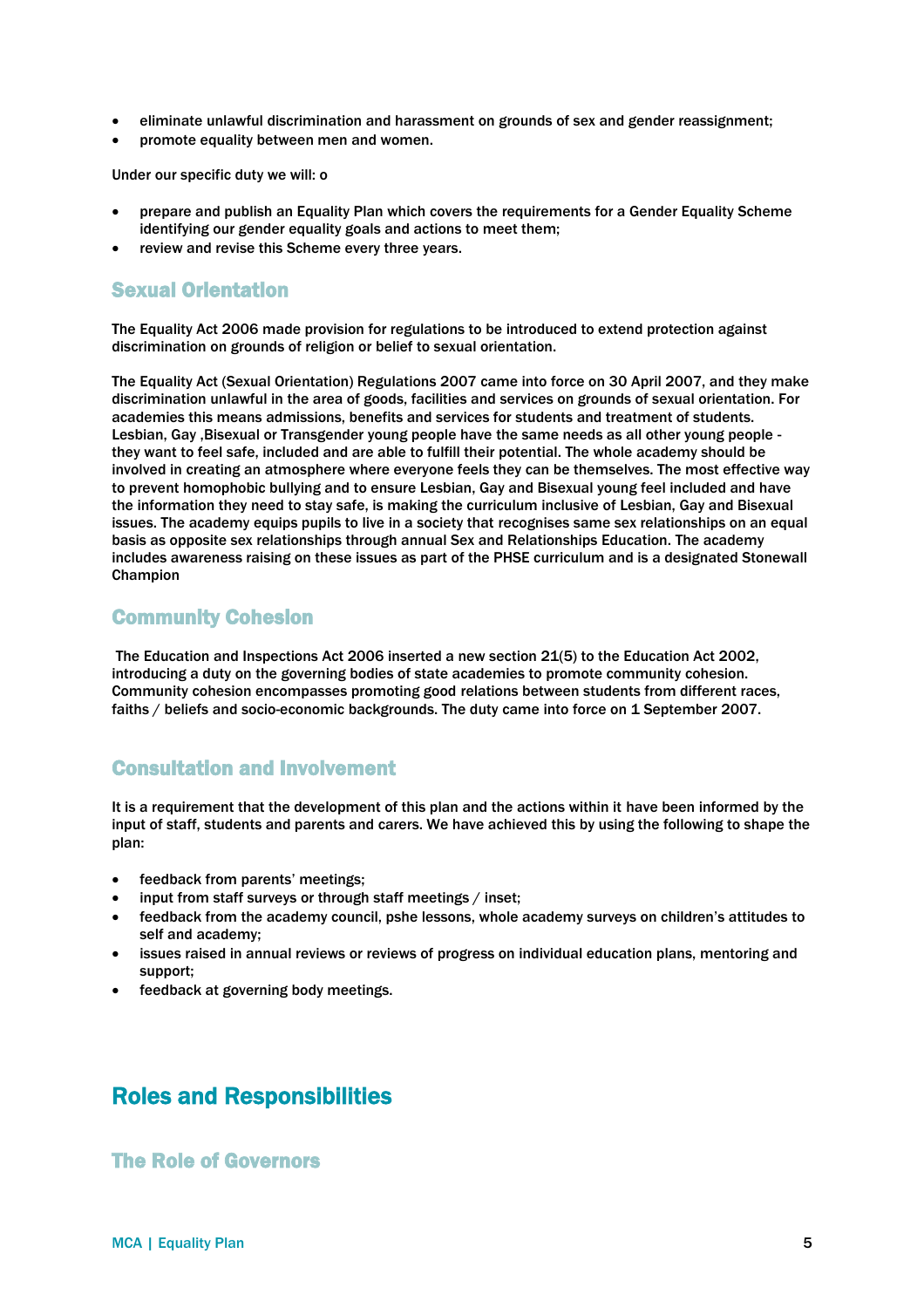- eliminate unlawful discrimination and harassment on grounds of sex and gender reassignment;
- promote equality between men and women.

Under our specific duty we will: o

- prepare and publish an Equality Plan which covers the requirements for a Gender Equality Scheme identifying our gender equality goals and actions to meet them;
- review and revise this Scheme every three years.

### Sexual Orientation

The Equality Act 2006 made provision for regulations to be introduced to extend protection against discrimination on grounds of religion or belief to sexual orientation.

The Equality Act (Sexual Orientation) Regulations 2007 came into force on 30 April 2007, and they make discrimination unlawful in the area of goods, facilities and services on grounds of sexual orientation. For academies this means admissions, benefits and services for students and treatment of students. Lesbian, Gay ,Bisexual or Transgender young people have the same needs as all other young people - they want to feel safe, included and are able to fulfill their potential. The whole academy should be involved in creating an atmosphere where everyone feels they can be themselves. The most effective way to prevent homophobic bullying and to ensure Lesbian, Gay and Bisexual young feel included and have the information they need to stay safe, is making the curriculum inclusive of Lesbian, Gay and Bisexual issues. The academy equips pupils to live in a society that recognises same sex relationships on an equal basis as opposite sex relationships through annual Sex and Relationships Education. The academy includes awareness raising on these issues as part of the PHSE curriculum and is a designated Stonewall Champion

### Community Cohesion

The Education and Inspections Act 2006 inserted a new section 21(5) to the Education Act 2002, introducing a duty on the governing bodies of state academies to promote community cohesion. Community cohesion encompasses promoting good relations between students from different races, faiths / beliefs and socio-economic backgrounds. The duty came into force on 1 September 2007.

### Consultation and Involvement

It is a requirement that the development of this plan and the actions within it have been informed by the input of staff, students and parents and carers. We have achieved this by using the following to shape the plan:

- feedback from parents' meetings;
- input from staff surveys or through staff meetings / inset;
- feedback from the academy council, pshe lessons, whole academy surveys on children's attitudes to self and academy;
- issues raised in annual reviews or reviews of progress on individual education plans, mentoring and support;
- feedback at governing body meetings.

## Roles and Responsibilities

### The Role of Governors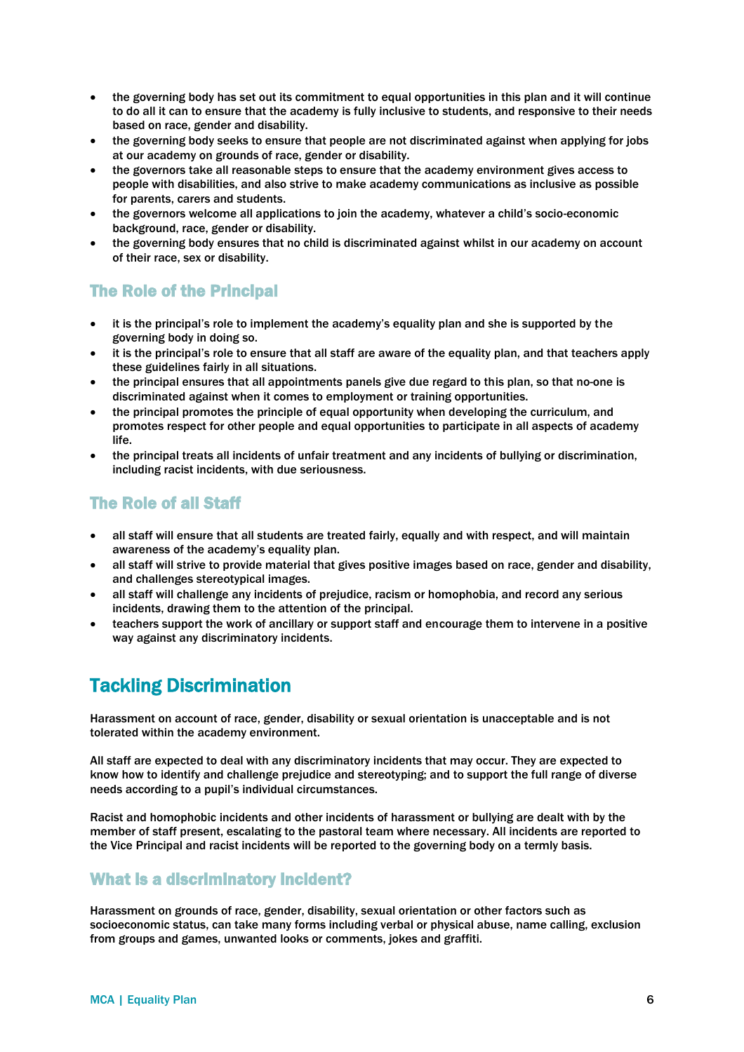- the governing body has set out its commitment to equal opportunities in this plan and it will continue to do all it can to ensure that the academy is fully inclusive to students, and responsive to their needs based on race, gender and disability.
- the governing body seeks to ensure that people are not discriminated against when applying for jobs at our academy on grounds of race, gender or disability.
- the governors take all reasonable steps to ensure that the academy environment gives access to people with disabilities, and also strive to make academy communications as inclusive as possible for parents, carers and students.
- the governors welcome all applications to join the academy, whatever a child's socio-economic background, race, gender or disability.
- the governing body ensures that no child is discriminated against whilst in our academy on account of their race, sex or disability.

### The Role of the Principal

- it is the principal's role to implement the academy's equality plan and she is supported by the governing body in doing so.
- it is the principal's role to ensure that all staff are aware of the equality plan, and that teachers apply these guidelines fairly in all situations.
- the principal ensures that all appointments panels give due regard to this plan, so that no-one is discriminated against when it comes to employment or training opportunities.
- the principal promotes the principle of equal opportunity when developing the curriculum, and promotes respect for other people and equal opportunities to participate in all aspects of academy life.
- the principal treats all incidents of unfair treatment and any incidents of bullying or discrimination, including racist incidents, with due seriousness.

### The Role of all Staff

- all staff will ensure that all students are treated fairly, equally and with respect, and will maintain awareness of the academy's equality plan.
- all staff will strive to provide material that gives positive images based on race, gender and disability, and challenges stereotypical images.
- all staff will challenge any incidents of prejudice, racism or homophobia, and record any serious incidents, drawing them to the attention of the principal.
- teachers support the work of ancillary or support staff and encourage them to intervene in a positive way against any discriminatory incidents.

## Tackling Discrimination

Harassment on account of race, gender, disability or sexual orientation is unacceptable and is not tolerated within the academy environment.

All staff are expected to deal with any discriminatory incidents that may occur. They are expected to know how to identify and challenge prejudice and stereotyping; and to support the full range of diverse needs according to a pupil's individual circumstances.

Racist and homophobic incidents and other incidents of harassment or bullying are dealt with by the member of staff present, escalating to the pastoral team where necessary. All incidents are reported to the Vice Principal and racist incidents will be reported to the governing body on a termly basis.

### What is a discriminatory incident?

Harassment on grounds of race, gender, disability, sexual orientation or other factors such as socioeconomic status, can take many forms including verbal or physical abuse, name calling, exclusion from groups and games, unwanted looks or comments, jokes and graffiti.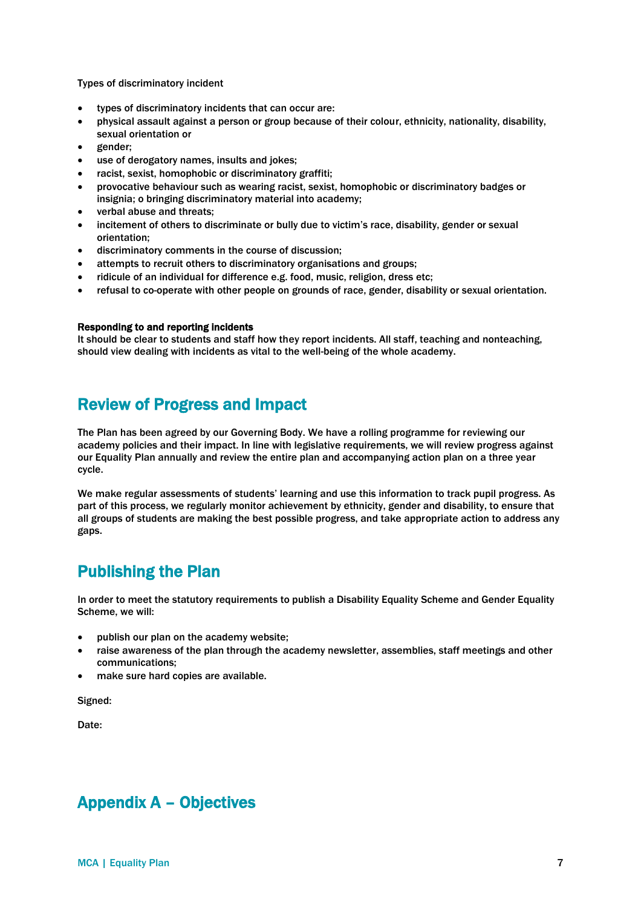Types of discriminatory incident

- types of discriminatory incidents that can occur are:
- physical assault against a person or group because of their colour, ethnicity, nationality, disability, sexual orientation or
- gender;
- use of derogatory names, insults and jokes;
- racist, sexist, homophobic or discriminatory graffiti;
- provocative behaviour such as wearing racist, sexist, homophobic or discriminatory badges or insignia; o bringing discriminatory material into academy;
- verbal abuse and threats;
- incitement of others to discriminate or bully due to victim's race, disability, gender or sexual orientation;
- discriminatory comments in the course of discussion;
- attempts to recruit others to discriminatory organisations and groups;
- ridicule of an individual for difference e.g. food, music, religion, dress etc;
- refusal to co-operate with other people on grounds of race, gender, disability or sexual orientation.

**Responding to and reporting incidents**
It should be clear to students and staff how they report incidents. All staff, teaching and nonteaching, should view dealing with incidents as vital to the well-being of the whole academy.

## Review of Progress and Impact

The Plan has been agreed by our Governing Body. We have a rolling programme for reviewing our academy policies and their impact. In line with legislative requirements, we will review progress against our Equality Plan annually and review the entire plan and accompanying action plan on a three year cycle.

We make regular assessments of students' learning and use this information to track pupil progress. As part of this process, we regularly monitor achievement by ethnicity, gender and disability, to ensure that all groups of students are making the best possible progress, and take appropriate action to address any gaps.

## Publishing the Plan

In order to meet the statutory requirements to publish a Disability Equality Scheme and Gender Equality Scheme, we will:

- publish our plan on the academy website;
- raise awareness of the plan through the academy newsletter, assemblies, staff meetings and other communications;
- make sure hard copies are available.

Signed:

Date:

## Appendix A – Objectives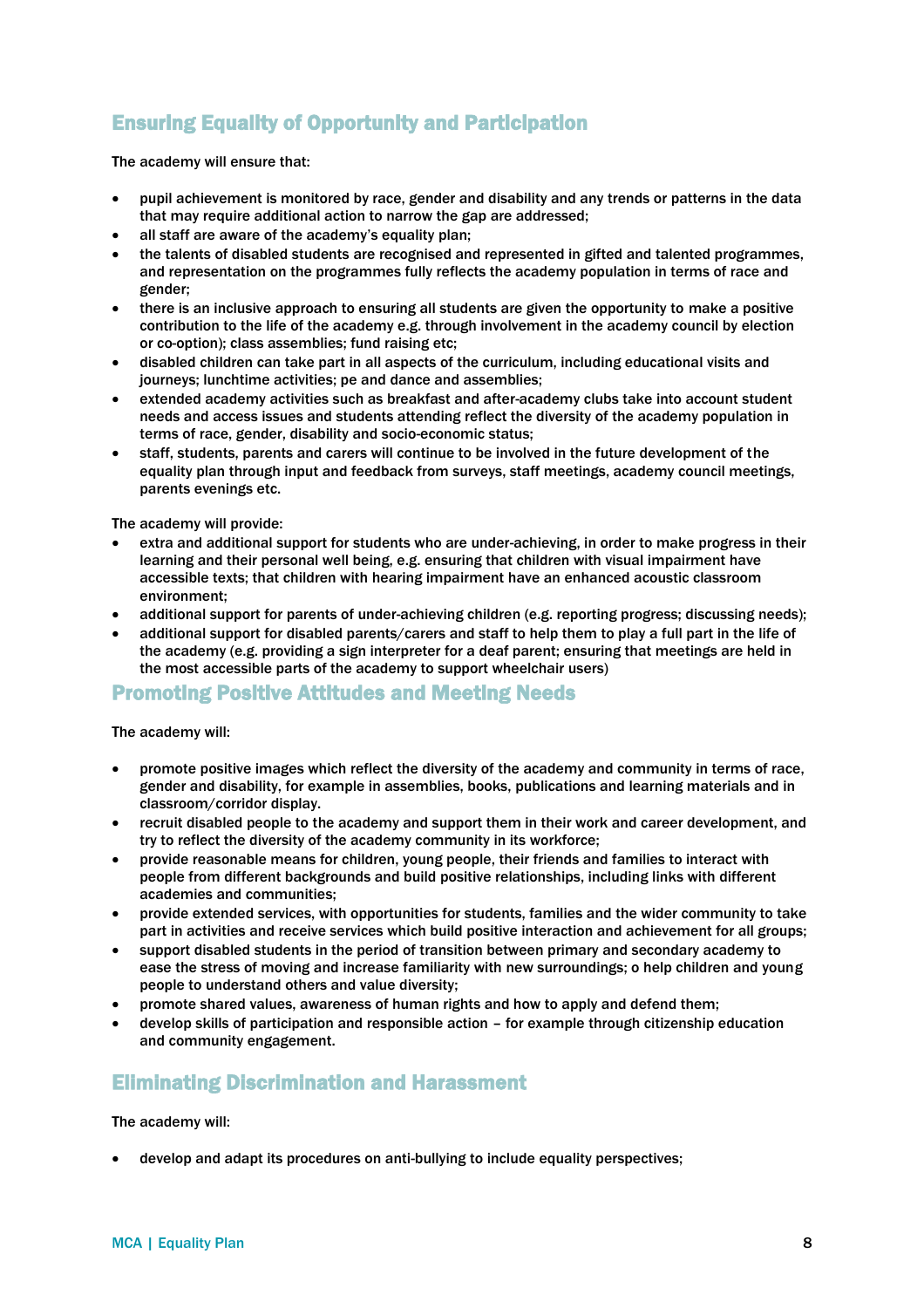## Ensuring Equality of Opportunity and Participation

The academy will ensure that:

- pupil achievement is monitored by race, gender and disability and any trends or patterns in the data that may require additional action to narrow the gap are addressed;
- all staff are aware of the academy's equality plan;
- the talents of disabled students are recognised and represented in gifted and talented programmes, and representation on the programmes fully reflects the academy population in terms of race and gender;
- there is an inclusive approach to ensuring all students are given the opportunity to make a positive contribution to the life of the academy e.g. through involvement in the academy council by election or co-option); class assemblies; fund raising etc;
- disabled children can take part in all aspects of the curriculum, including educational visits and journeys; lunchtime activities; pe and dance and assemblies;
- extended academy activities such as breakfast and after-academy clubs take into account student needs and access issues and students attending reflect the diversity of the academy population in terms of race, gender, disability and socio-economic status;
- staff, students, parents and carers will continue to be involved in the future development of the equality plan through input and feedback from surveys, staff meetings, academy council meetings, parents evenings etc.

The academy will provide:

- extra and additional support for students who are under-achieving, in order to make progress in their learning and their personal well being, e.g. ensuring that children with visual impairment have accessible texts; that children with hearing impairment have an enhanced acoustic classroom environment;
- additional support for parents of under-achieving children (e.g. reporting progress; discussing needs);
- additional support for disabled parents/carers and staff to help them to play a full part in the life of the academy (e.g. providing a sign interpreter for a deaf parent; ensuring that meetings are held in the most accessible parts of the academy to support wheelchair users)

## Promoting Positive Attitudes and Meeting Needs

The academy will:

- promote positive images which reflect the diversity of the academy and community in terms of race, gender and disability, for example in assemblies, books, publications and learning materials and in classroom/corridor display.
- recruit disabled people to the academy and support them in their work and career development, and try to reflect the diversity of the academy community in its workforce;
- provide reasonable means for children, young people, their friends and families to interact with people from different backgrounds and build positive relationships, including links with different academies and communities;
- provide extended services, with opportunities for students, families and the wider community to take part in activities and receive services which build positive interaction and achievement for all groups;
- support disabled students in the period of transition between primary and secondary academy to ease the stress of moving and increase familiarity with new surroundings; o help children and young people to understand others and value diversity;
- promote shared values, awareness of human rights and how to apply and defend them;
- develop skills of participation and responsible action – for example through citizenship education and community engagement.

## Eliminating Discrimination and Harassment

The academy will:

- develop and adapt its procedures on anti-bullying to include equality perspectives;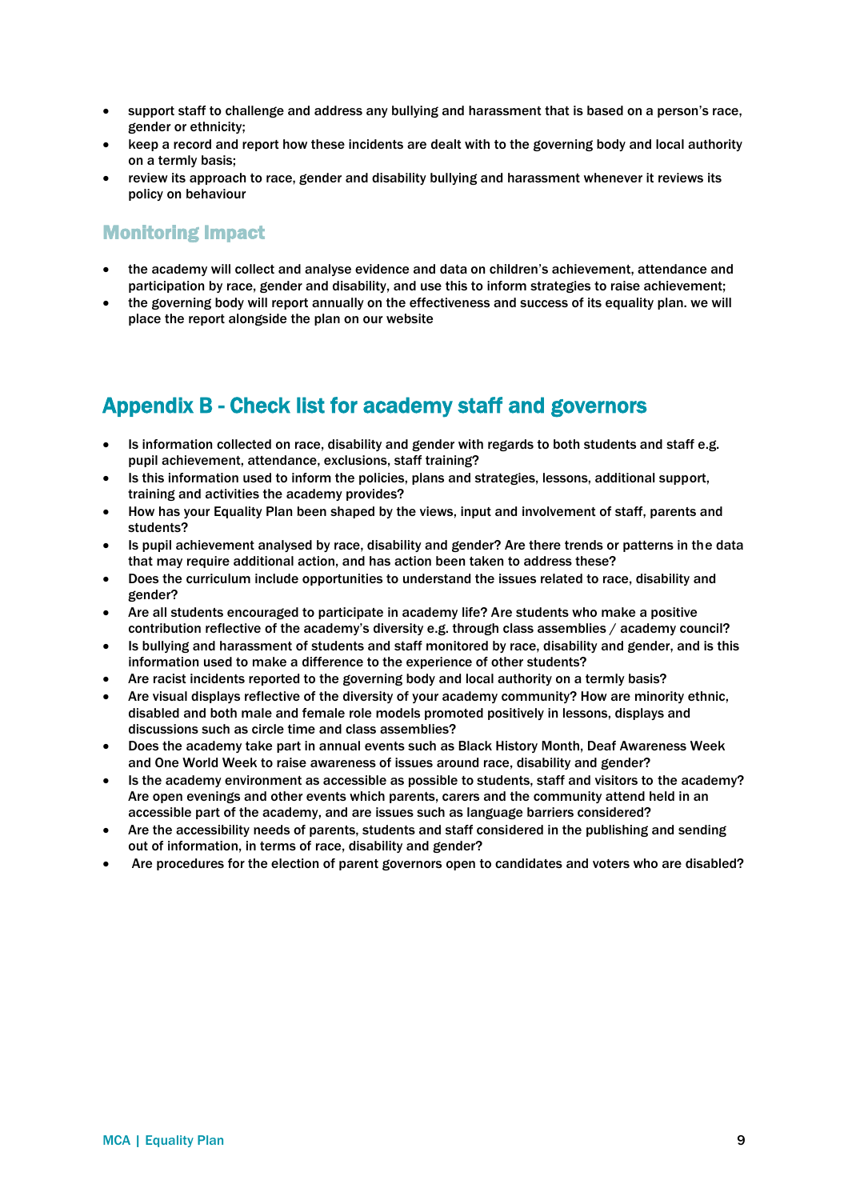- support staff to challenge and address any bullying and harassment that is based on a person's race, gender or ethnicity;
- keep a record and report how these incidents are dealt with to the governing body and local authority on a termly basis;
- review its approach to race, gender and disability bullying and harassment whenever it reviews its policy on behaviour

### Monitoring Impact

- the academy will collect and analyse evidence and data on children's achievement, attendance and participation by race, gender and disability, and use this to inform strategies to raise achievement;
- the governing body will report annually on the effectiveness and success of its equality plan. we will place the report alongside the plan on our website

## Appendix B - Check list for academy staff and governors

- Is information collected on race, disability and gender with regards to both students and staff e.g. pupil achievement, attendance, exclusions, staff training?
- Is this information used to inform the policies, plans and strategies, lessons, additional support, training and activities the academy provides?
- How has your Equality Plan been shaped by the views, input and involvement of staff, parents and students?
- Is pupil achievement analysed by race, disability and gender? Are there trends or patterns in the data that may require additional action, and has action been taken to address these?
- Does the curriculum include opportunities to understand the issues related to race, disability and gender?
- Are all students encouraged to participate in academy life? Are students who make a positive contribution reflective of the academy's diversity e.g. through class assemblies / academy council?
- Is bullying and harassment of students and staff monitored by race, disability and gender, and is this information used to make a difference to the experience of other students?
- Are racist incidents reported to the governing body and local authority on a termly basis?
- Are visual displays reflective of the diversity of your academy community? How are minority ethnic, disabled and both male and female role models promoted positively in lessons, displays and discussions such as circle time and class assemblies?
- Does the academy take part in annual events such as Black History Month, Deaf Awareness Week and One World Week to raise awareness of issues around race, disability and gender?
- Is the academy environment as accessible as possible to students, staff and visitors to the academy? Are open evenings and other events which parents, carers and the community attend held in an accessible part of the academy, and are issues such as language barriers considered?
- Are the accessibility needs of parents, students and staff considered in the publishing and sending out of information, in terms of race, disability and gender?
- Are procedures for the election of parent governors open to candidates and voters who are disabled?